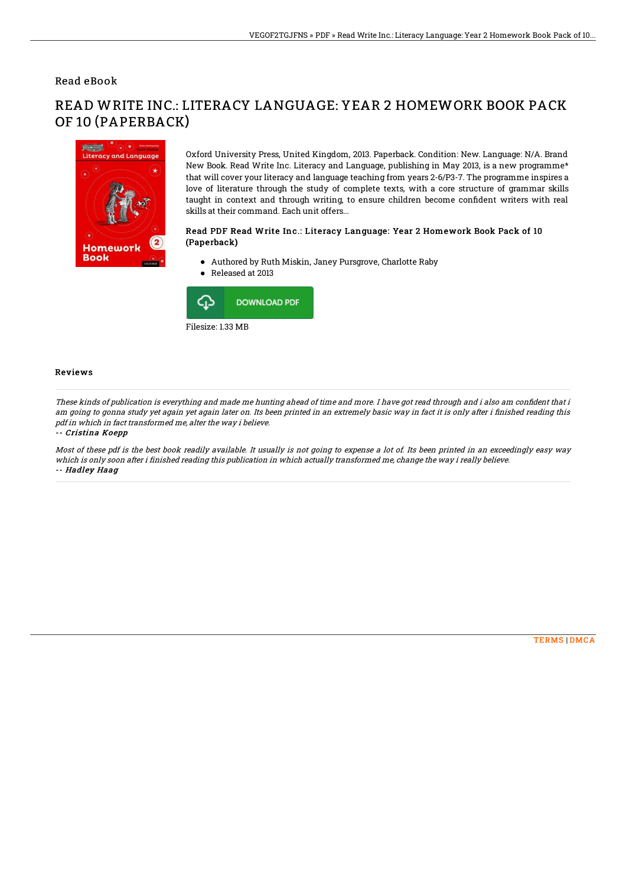Read eBook

# READ WRITE INC.: LITERACY LANGUAGE: YEAR 2 HOMEWORK BOOK PACK OF 10 (PAPERBACK)

Oxford University Press, United Kingdom, 2013. Paperback. Condition: New. Language: N/A. Brand New Book. Read Write Inc. Literacy and Language, publishing in May 2013, is a new programme* that will cover your literacy and language teaching from years 2-6/P3-7. The programme inspires a love of literature through the study of complete texts, with a core structure of grammar skills taught in context and through writing, to ensure children become confident writers with real skills at their command. Each unit offers...

### Read PDF Read Write Inc.: Literacy Language: Year 2 Homework Book Pack of 10 (Paperback)

- Authored by Ruth Miskin, Janey Pursgrove, Charlotte Raby
- Released at 2013

DOWNLOAD PDF

Filesize: 1.33 MB

## Reviews

*These kinds of publication is everything and made me hunting ahead of time and more. I have got read through and i also am confident that i am going to gonna study yet again yet again later on. Its been printed in an extremely basic way in fact it is only after i finished reading this pdf in which in fact transformed me, alter the way i believe.*

*-- Cristina Koepp*

*Most of these pdf is the best book readily available. It usually is not going to expense a lot of. Its been printed in an exceedingly easy way which is only soon after i finished reading this publication in which actually transformed me, change the way i really believe.*

*-- Hadley Haag*

TERMS | DMCA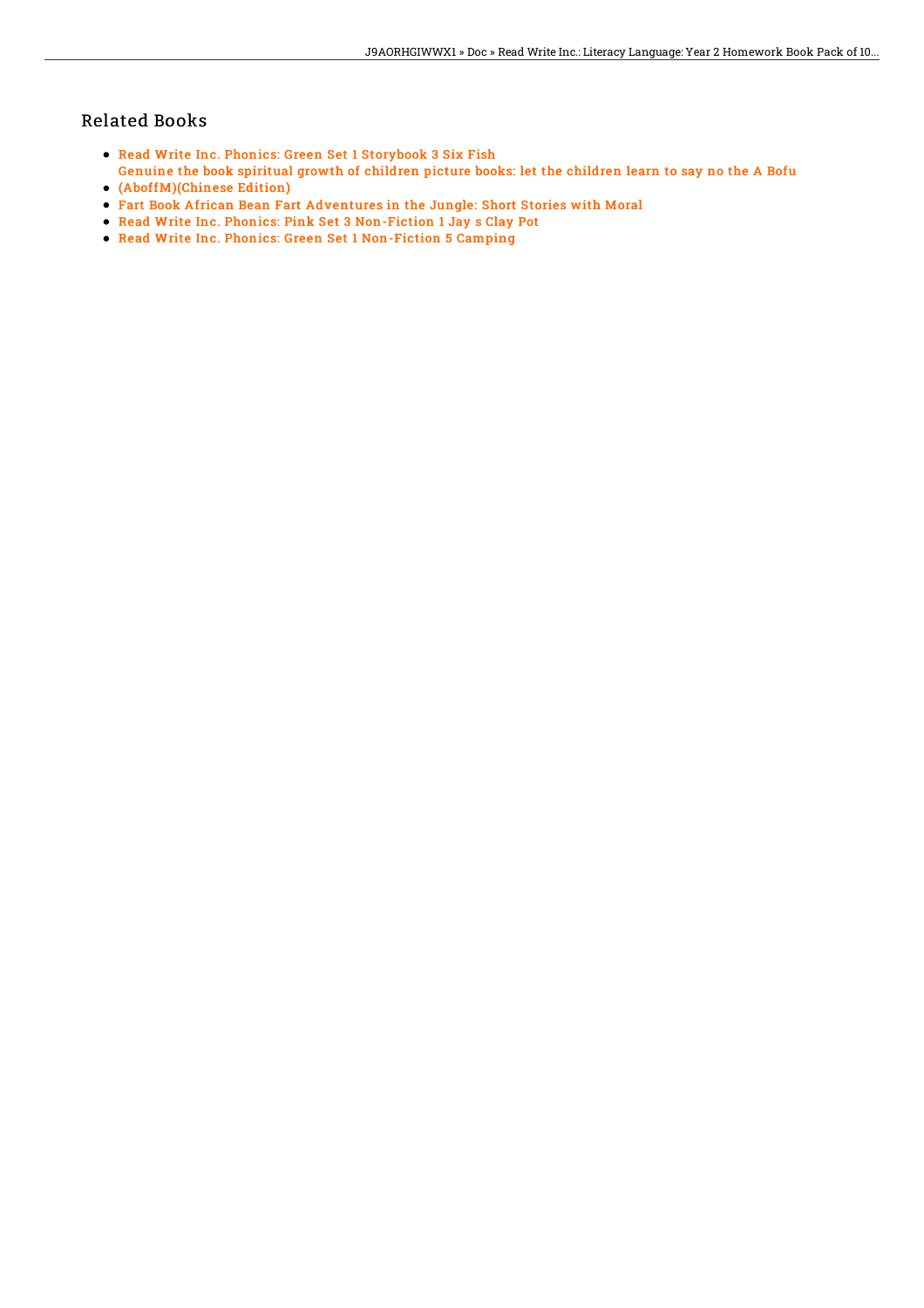## Related Books

- Read Write Inc. Phonics: Green Set 1 Storybook 3 Six Fish
- Genuine the book spiritual growth of children picture books: let the children learn to say no the A Bofu (AboffM)(Chinese Edition)
- Fart Book African Bean Fart Adventures in the Jungle: Short Stories with Moral
- Read Write Inc. Phonics: Pink Set 3 Non-Fiction 1 Jay s Clay Pot
- Read Write Inc. Phonics: Green Set 1 Non-Fiction 5 Camping